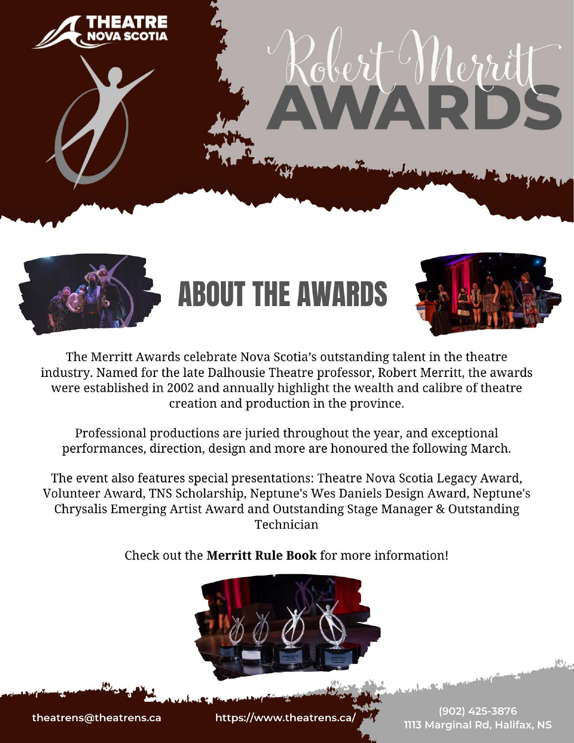THEATRE NOVA SCOTIA

# Robert Merritt AWARDS

## ABOUT THE AWARDS

The Merritt Awards celebrate Nova Scotia's outstanding talent in the theatre industry. Named for the late Dalhousie Theatre professor, Robert Merritt, the awards were established in 2002 and annually highlight the wealth and calibre of theatre creation and production in the province.

Professional productions are juried throughout the year, and exceptional performances, direction, design and more are honoured the following March.

The event also features special presentations: Theatre Nova Scotia Legacy Award, Volunteer Award, TNS Scholarship, Neptune's Wes Daniels Design Award, Neptune's Chrysalis Emerging Artist Award and Outstanding Stage Manager & Outstanding Technician

Check out the **Merritt Rule Book** for more information!

theatrens@theatrens.ca

https://www.theatrens.ca/

(902) 425-3876
1113 Marginal Rd, Halifax, NS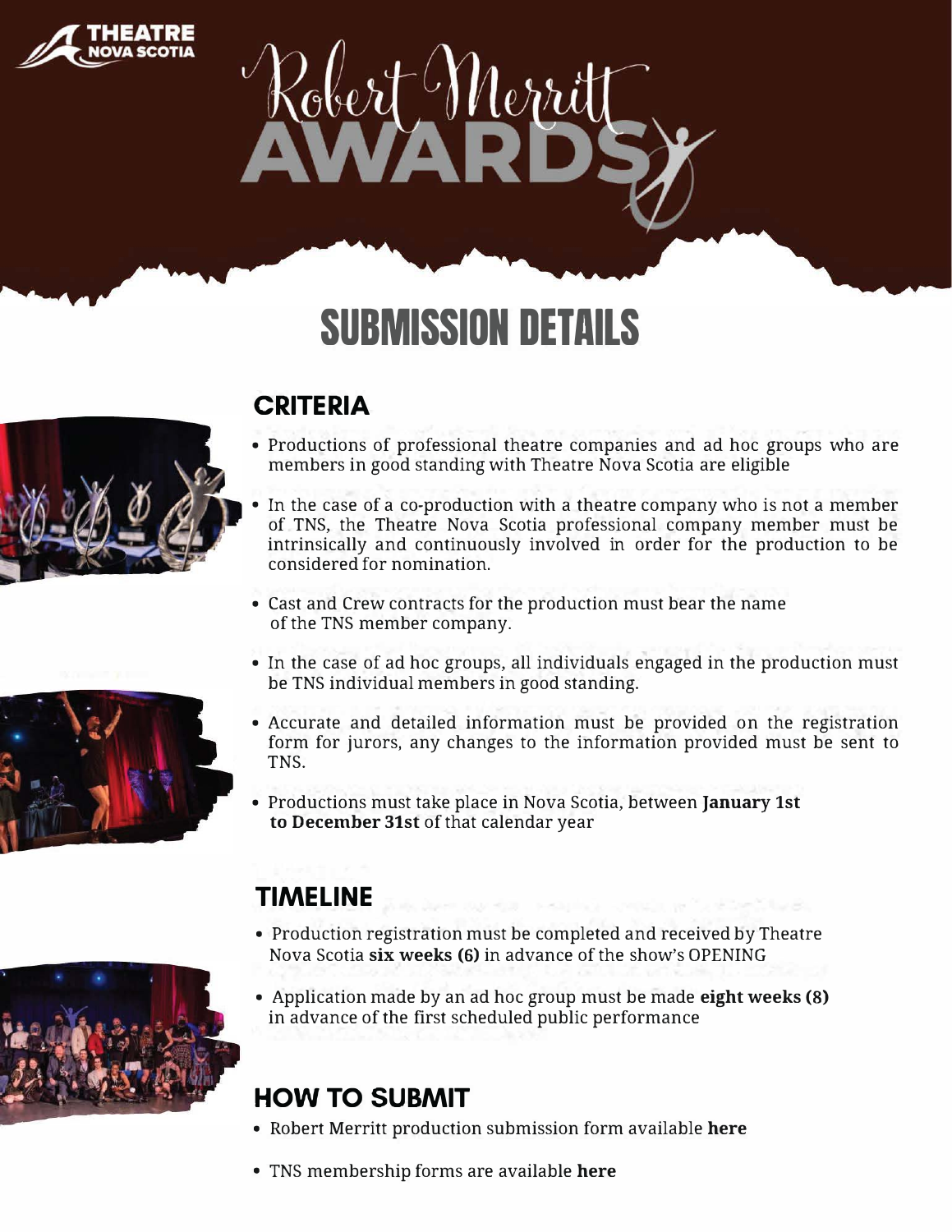THEATRE NOVA SCOTIA

# Robert Merritt AWARDS

## SUBMISSION DETAILS

### CRITERIA

- Productions of professional theatre companies and ad hoc groups who are members in good standing with Theatre Nova Scotia are eligible
- In the case of a co-production with a theatre company who is not a member of TNS, the Theatre Nova Scotia professional company member must be intrinsically and continuously involved in order for the production to be considered for nomination.
- Cast and Crew contracts for the production must bear the name of the TNS member company.
- In the case of ad hoc groups, all individuals engaged in the production must be TNS individual members in good standing.
- Accurate and detailed information must be provided on the registration form for jurors, any changes to the information provided must be sent to TNS.
- Productions must take place in Nova Scotia, between **January 1st to December 31st** of that calendar year

### TIMELINE

- Production registration must be completed and received by Theatre Nova Scotia **six weeks (6)** in advance of the show's OPENING
- Application made by an ad hoc group must be made **eight weeks (8)** in advance of the first scheduled public performance

### HOW TO SUBMIT

- Robert Merritt production submission form available **here**
- TNS membership forms are available **here**